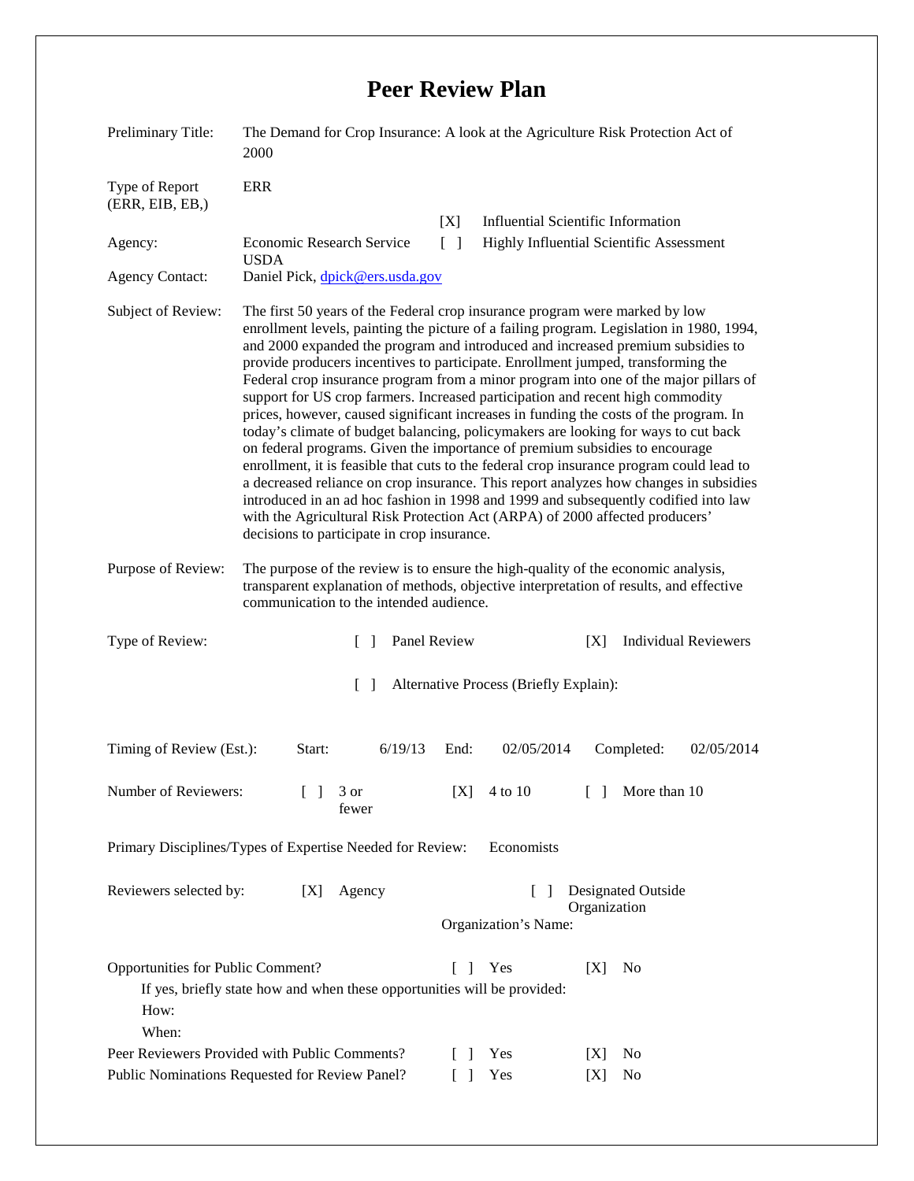# Peer Review Plan

| | |
|---|---|
| Preliminary Title: | The Demand for Crop Insurance: A look at the Agriculture Risk Protection Act of 2000 |
| Type of Report (ERR, EIB, EB,) | ERR |
| | [X] Influential Scientific Information |
| Agency: | Economic Research Service USDA |
| | [ ] Highly Influential Scientific Assessment |
| Agency Contact: | Daniel Pick, dpick@ers.usda.gov |
| Subject of Review: | The first 50 years of the Federal crop insurance program were marked by low enrollment levels, painting the picture of a failing program. Legislation in 1980, 1994, and 2000 expanded the program and introduced and increased premium subsidies to provide producers incentives to participate. Enrollment jumped, transforming the Federal crop insurance program from a minor program into one of the major pillars of support for US crop farmers. Increased participation and recent high commodity prices, however, caused significant increases in funding the costs of the program. In today's climate of budget balancing, policymakers are looking for ways to cut back on federal programs. Given the importance of premium subsidies to encourage enrollment, it is feasible that cuts to the federal crop insurance program could lead to a decreased reliance on crop insurance. This report analyzes how changes in subsidies introduced in an ad hoc fashion in 1998 and 1999 and subsequently codified into law with the Agricultural Risk Protection Act (ARPA) of 2000 affected producers' decisions to participate in crop insurance. |
| Purpose of Review: | The purpose of the review is to ensure the high-quality of the economic analysis, transparent explanation of methods, objective interpretation of results, and effective communication to the intended audience. |

Type of Review: [ ] Panel Review [X] Individual Reviewers

[ ] Alternative Process (Briefly Explain):

Timing of Review (Est.): Start: 6/19/13 End: 02/05/2014 Completed: 02/05/2014

Number of Reviewers: [ ] 3 or fewer [X] 4 to 10 [ ] More than 10

Primary Disciplines/Types of Expertise Needed for Review: Economists

Reviewers selected by: [X] Agency [ ] Designated Outside Organization

Organization's Name:

Opportunities for Public Comment? [ ] Yes [X] No

If yes, briefly state how and when these opportunities will be provided:

How:

When:

Peer Reviewers Provided with Public Comments? [ ] Yes [X] No

Public Nominations Requested for Review Panel? [ ] Yes [X] No